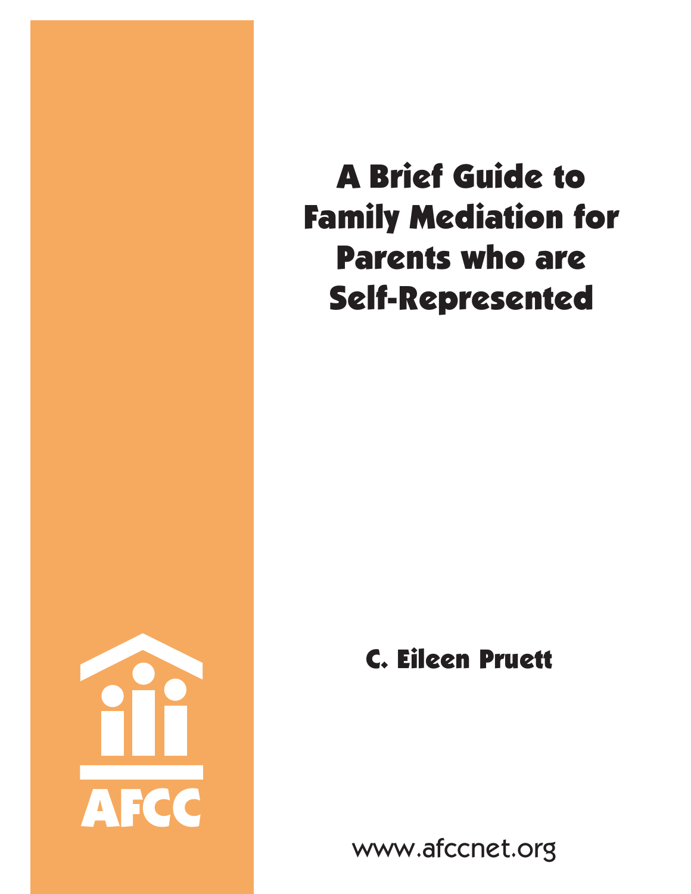# A Brief Guide to Family Mediation for Parents who are Self-Represented

**C. Eileen Pruett**

AFCC

www.afccnet.org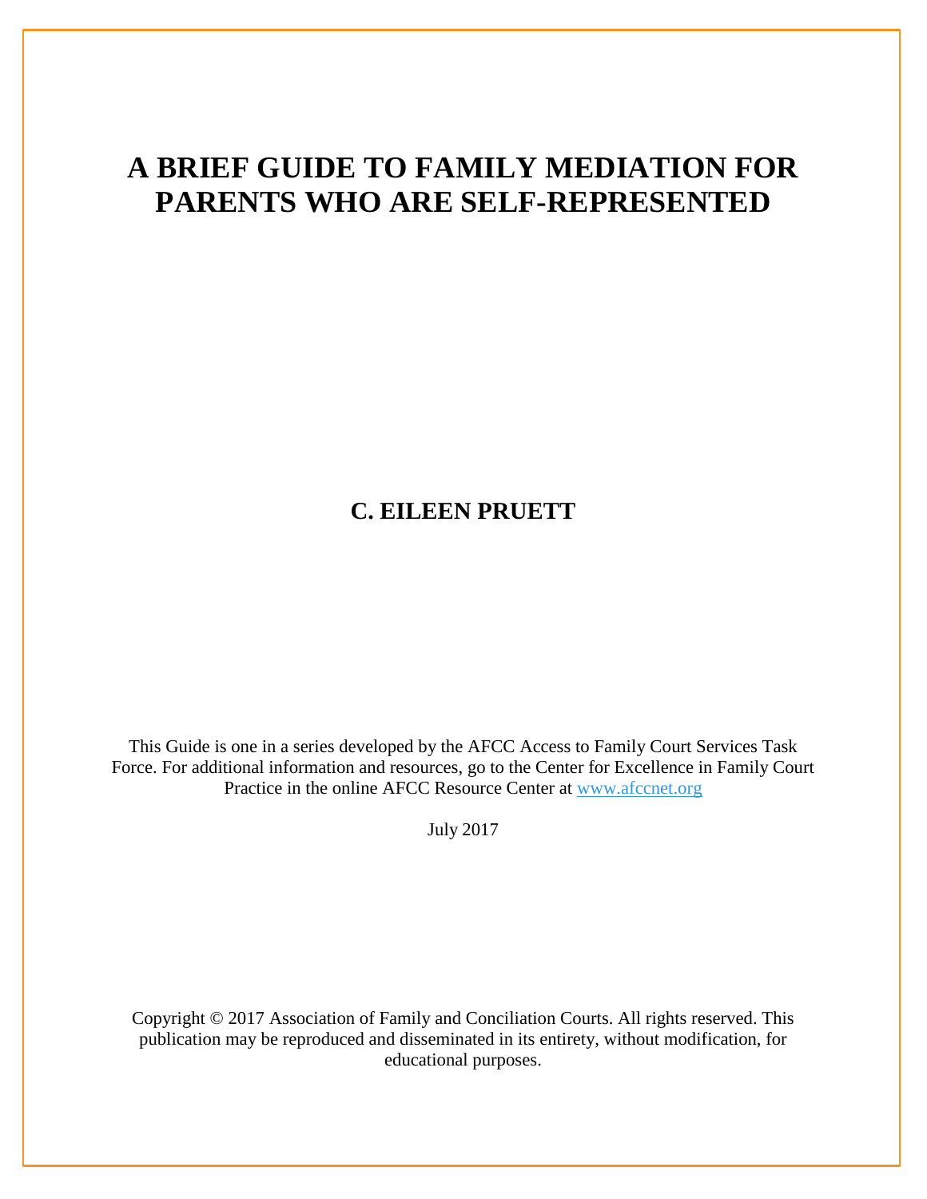# A BRIEF GUIDE TO FAMILY MEDIATION FOR PARENTS WHO ARE SELF-REPRESENTED

**C. EILEEN PRUETT**

This Guide is one in a series developed by the AFCC Access to Family Court Services Task Force. For additional information and resources, go to the Center for Excellence in Family Court Practice in the online AFCC Resource Center at www.afccnet.org

July 2017

Copyright © 2017 Association of Family and Conciliation Courts. All rights reserved. This publication may be reproduced and disseminated in its entirety, without modification, for educational purposes.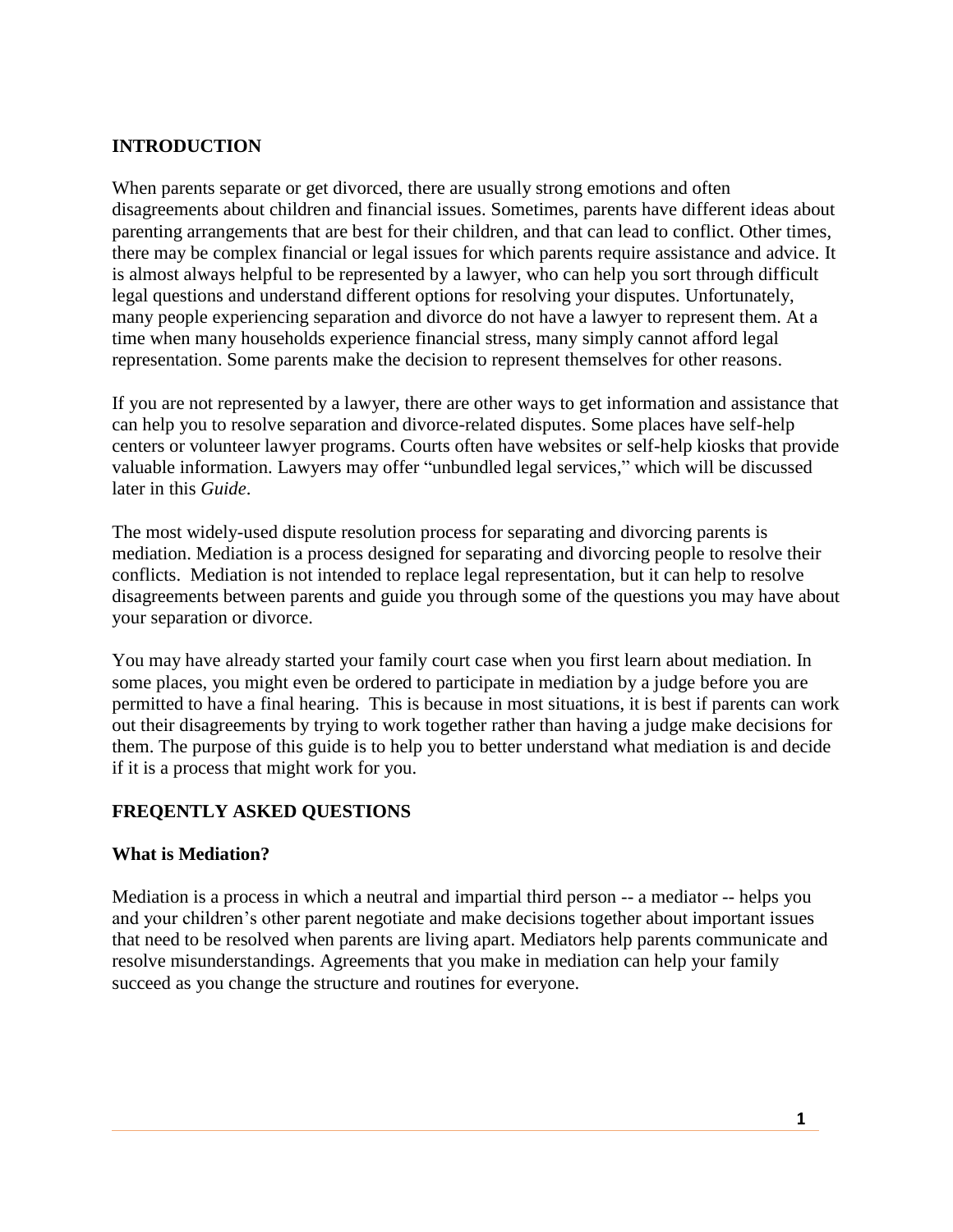## INTRODUCTION

When parents separate or get divorced, there are usually strong emotions and often disagreements about children and financial issues. Sometimes, parents have different ideas about parenting arrangements that are best for their children, and that can lead to conflict. Other times, there may be complex financial or legal issues for which parents require assistance and advice. It is almost always helpful to be represented by a lawyer, who can help you sort through difficult legal questions and understand different options for resolving your disputes. Unfortunately, many people experiencing separation and divorce do not have a lawyer to represent them. At a time when many households experience financial stress, many simply cannot afford legal representation. Some parents make the decision to represent themselves for other reasons.

If you are not represented by a lawyer, there are other ways to get information and assistance that can help you to resolve separation and divorce-related disputes. Some places have self-help centers or volunteer lawyer programs. Courts often have websites or self-help kiosks that provide valuable information. Lawyers may offer "unbundled legal services," which will be discussed later in this *Guide*.

The most widely-used dispute resolution process for separating and divorcing parents is mediation. Mediation is a process designed for separating and divorcing people to resolve their conflicts. Mediation is not intended to replace legal representation, but it can help to resolve disagreements between parents and guide you through some of the questions you may have about your separation or divorce.

You may have already started your family court case when you first learn about mediation. In some places, you might even be ordered to participate in mediation by a judge before you are permitted to have a final hearing. This is because in most situations, it is best if parents can work out their disagreements by trying to work together rather than having a judge make decisions for them. The purpose of this guide is to help you to better understand what mediation is and decide if it is a process that might work for you.

## FREQENTLY ASKED QUESTIONS

### What is Mediation?

Mediation is a process in which a neutral and impartial third person -- a mediator -- helps you and your children's other parent negotiate and make decisions together about important issues that need to be resolved when parents are living apart. Mediators help parents communicate and resolve misunderstandings. Agreements that you make in mediation can help your family succeed as you change the structure and routines for everyone.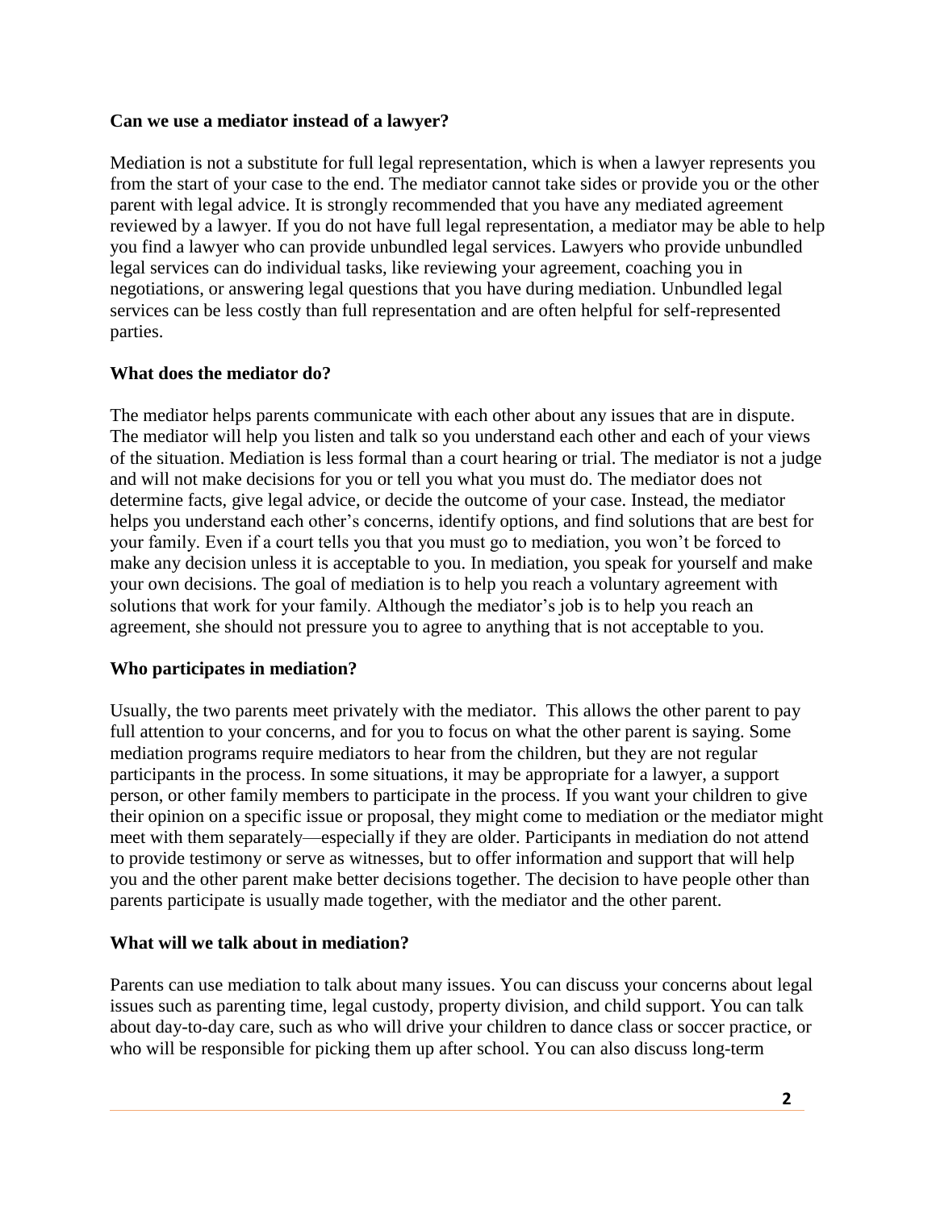**Can we use a mediator instead of a lawyer?**

Mediation is not a substitute for full legal representation, which is when a lawyer represents you from the start of your case to the end. The mediator cannot take sides or provide you or the other parent with legal advice. It is strongly recommended that you have any mediated agreement reviewed by a lawyer. If you do not have full legal representation, a mediator may be able to help you find a lawyer who can provide unbundled legal services. Lawyers who provide unbundled legal services can do individual tasks, like reviewing your agreement, coaching you in negotiations, or answering legal questions that you have during mediation. Unbundled legal services can be less costly than full representation and are often helpful for self-represented parties.

**What does the mediator do?**

The mediator helps parents communicate with each other about any issues that are in dispute. The mediator will help you listen and talk so you understand each other and each of your views of the situation. Mediation is less formal than a court hearing or trial. The mediator is not a judge and will not make decisions for you or tell you what you must do. The mediator does not determine facts, give legal advice, or decide the outcome of your case. Instead, the mediator helps you understand each other's concerns, identify options, and find solutions that are best for your family. Even if a court tells you that you must go to mediation, you won't be forced to make any decision unless it is acceptable to you. In mediation, you speak for yourself and make your own decisions. The goal of mediation is to help you reach a voluntary agreement with solutions that work for your family. Although the mediator's job is to help you reach an agreement, she should not pressure you to agree to anything that is not acceptable to you.

**Who participates in mediation?**

Usually, the two parents meet privately with the mediator. This allows the other parent to pay full attention to your concerns, and for you to focus on what the other parent is saying. Some mediation programs require mediators to hear from the children, but they are not regular participants in the process. In some situations, it may be appropriate for a lawyer, a support person, or other family members to participate in the process. If you want your children to give their opinion on a specific issue or proposal, they might come to mediation or the mediator might meet with them separately—especially if they are older. Participants in mediation do not attend to provide testimony or serve as witnesses, but to offer information and support that will help you and the other parent make better decisions together. The decision to have people other than parents participate is usually made together, with the mediator and the other parent.

**What will we talk about in mediation?**

Parents can use mediation to talk about many issues. You can discuss your concerns about legal issues such as parenting time, legal custody, property division, and child support. You can talk about day-to-day care, such as who will drive your children to dance class or soccer practice, or who will be responsible for picking them up after school. You can also discuss long-term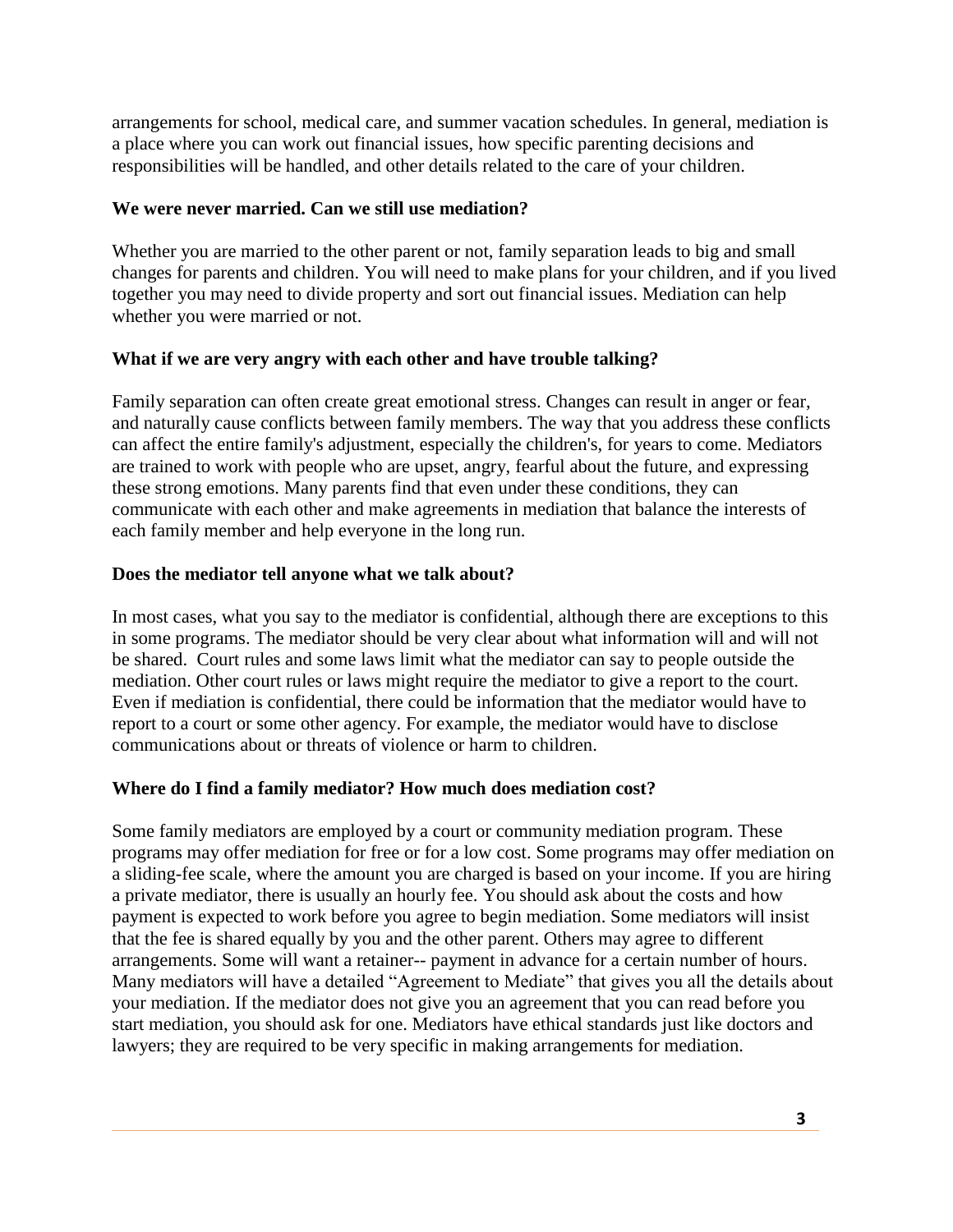arrangements for school, medical care, and summer vacation schedules. In general, mediation is a place where you can work out financial issues, how specific parenting decisions and responsibilities will be handled, and other details related to the care of your children.

**We were never married. Can we still use mediation?**

Whether you are married to the other parent or not, family separation leads to big and small changes for parents and children. You will need to make plans for your children, and if you lived together you may need to divide property and sort out financial issues. Mediation can help whether you were married or not.

**What if we are very angry with each other and have trouble talking?**

Family separation can often create great emotional stress. Changes can result in anger or fear, and naturally cause conflicts between family members. The way that you address these conflicts can affect the entire family's adjustment, especially the children's, for years to come. Mediators are trained to work with people who are upset, angry, fearful about the future, and expressing these strong emotions. Many parents find that even under these conditions, they can communicate with each other and make agreements in mediation that balance the interests of each family member and help everyone in the long run.

**Does the mediator tell anyone what we talk about?**

In most cases, what you say to the mediator is confidential, although there are exceptions to this in some programs. The mediator should be very clear about what information will and will not be shared. Court rules and some laws limit what the mediator can say to people outside the mediation. Other court rules or laws might require the mediator to give a report to the court. Even if mediation is confidential, there could be information that the mediator would have to report to a court or some other agency. For example, the mediator would have to disclose communications about or threats of violence or harm to children.

**Where do I find a family mediator? How much does mediation cost?**

Some family mediators are employed by a court or community mediation program. These programs may offer mediation for free or for a low cost. Some programs may offer mediation on a sliding-fee scale, where the amount you are charged is based on your income. If you are hiring a private mediator, there is usually an hourly fee. You should ask about the costs and how payment is expected to work before you agree to begin mediation. Some mediators will insist that the fee is shared equally by you and the other parent. Others may agree to different arrangements. Some will want a retainer-- payment in advance for a certain number of hours. Many mediators will have a detailed "Agreement to Mediate" that gives you all the details about your mediation. If the mediator does not give you an agreement that you can read before you start mediation, you should ask for one. Mediators have ethical standards just like doctors and lawyers; they are required to be very specific in making arrangements for mediation.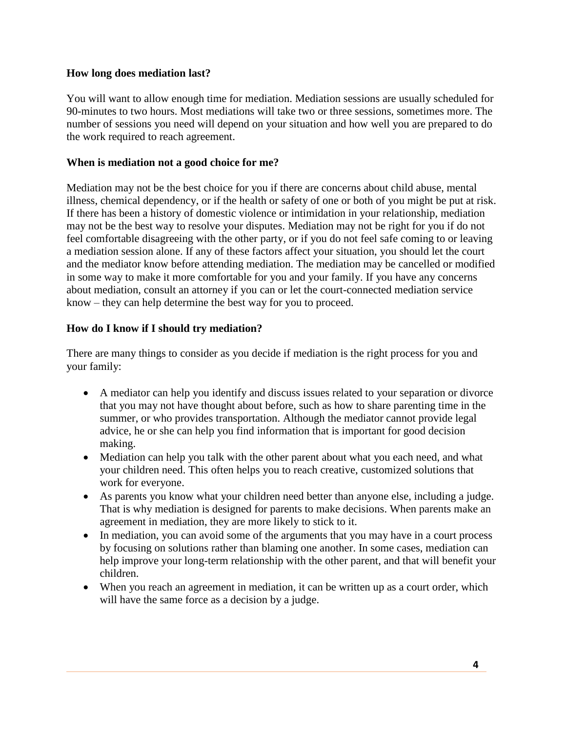**How long does mediation last?**

You will want to allow enough time for mediation. Mediation sessions are usually scheduled for 90-minutes to two hours. Most mediations will take two or three sessions, sometimes more. The number of sessions you need will depend on your situation and how well you are prepared to do the work required to reach agreement.

**When is mediation not a good choice for me?**

Mediation may not be the best choice for you if there are concerns about child abuse, mental illness, chemical dependency, or if the health or safety of one or both of you might be put at risk. If there has been a history of domestic violence or intimidation in your relationship, mediation may not be the best way to resolve your disputes. Mediation may not be right for you if do not feel comfortable disagreeing with the other party, or if you do not feel safe coming to or leaving a mediation session alone. If any of these factors affect your situation, you should let the court and the mediator know before attending mediation. The mediation may be cancelled or modified in some way to make it more comfortable for you and your family. If you have any concerns about mediation, consult an attorney if you can or let the court-connected mediation service know – they can help determine the best way for you to proceed.

**How do I know if I should try mediation?**

There are many things to consider as you decide if mediation is the right process for you and your family:

- A mediator can help you identify and discuss issues related to your separation or divorce that you may not have thought about before, such as how to share parenting time in the summer, or who provides transportation. Although the mediator cannot provide legal advice, he or she can help you find information that is important for good decision making.
- Mediation can help you talk with the other parent about what you each need, and what your children need. This often helps you to reach creative, customized solutions that work for everyone.
- As parents you know what your children need better than anyone else, including a judge. That is why mediation is designed for parents to make decisions. When parents make an agreement in mediation, they are more likely to stick to it.
- In mediation, you can avoid some of the arguments that you may have in a court process by focusing on solutions rather than blaming one another. In some cases, mediation can help improve your long-term relationship with the other parent, and that will benefit your children.
- When you reach an agreement in mediation, it can be written up as a court order, which will have the same force as a decision by a judge.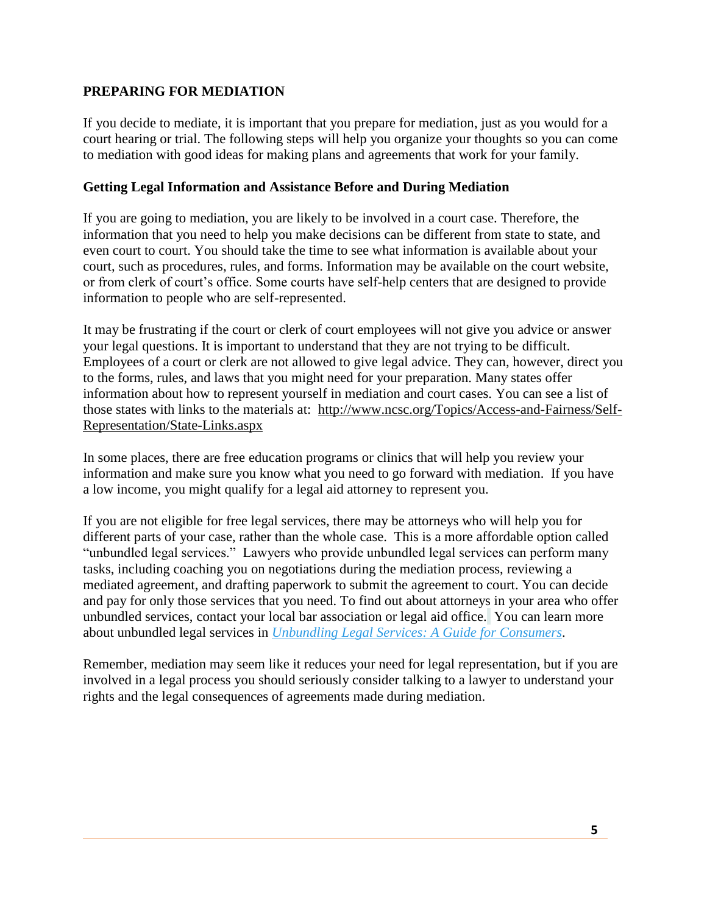## PREPARING FOR MEDIATION

If you decide to mediate, it is important that you prepare for mediation, just as you would for a court hearing or trial. The following steps will help you organize your thoughts so you can come to mediation with good ideas for making plans and agreements that work for your family.

### Getting Legal Information and Assistance Before and During Mediation

If you are going to mediation, you are likely to be involved in a court case. Therefore, the information that you need to help you make decisions can be different from state to state, and even court to court. You should take the time to see what information is available about your court, such as procedures, rules, and forms. Information may be available on the court website, or from clerk of court's office. Some courts have self-help centers that are designed to provide information to people who are self-represented.

It may be frustrating if the court or clerk of court employees will not give you advice or answer your legal questions. It is important to understand that they are not trying to be difficult. Employees of a court or clerk are not allowed to give legal advice. They can, however, direct you to the forms, rules, and laws that you might need for your preparation. Many states offer information about how to represent yourself in mediation and court cases. You can see a list of those states with links to the materials at: http://www.ncsc.org/Topics/Access-and-Fairness/Self-Representation/State-Links.aspx

In some places, there are free education programs or clinics that will help you review your information and make sure you know what you need to go forward with mediation. If you have a low income, you might qualify for a legal aid attorney to represent you.

If you are not eligible for free legal services, there may be attorneys who will help you for different parts of your case, rather than the whole case. This is a more affordable option called "unbundled legal services." Lawyers who provide unbundled legal services can perform many tasks, including coaching you on negotiations during the mediation process, reviewing a mediated agreement, and drafting paperwork to submit the agreement to court. You can decide and pay for only those services that you need. To find out about attorneys in your area who offer unbundled services, contact your local bar association or legal aid office. You can learn more about unbundled legal services in *Unbundling Legal Services: A Guide for Consumers*.

Remember, mediation may seem like it reduces your need for legal representation, but if you are involved in a legal process you should seriously consider talking to a lawyer to understand your rights and the legal consequences of agreements made during mediation.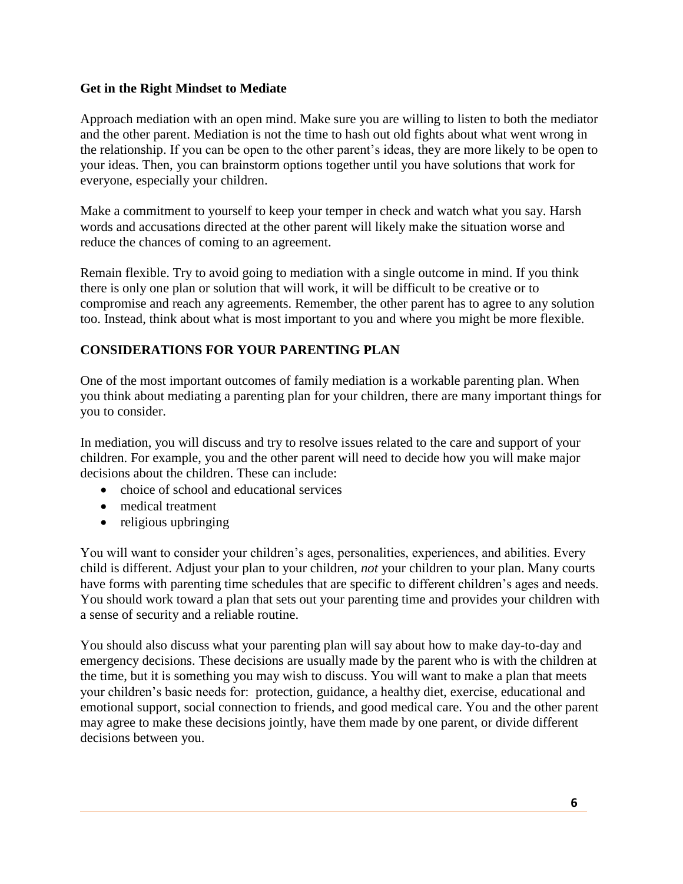### Get in the Right Mindset to Mediate

Approach mediation with an open mind. Make sure you are willing to listen to both the mediator and the other parent. Mediation is not the time to hash out old fights about what went wrong in the relationship. If you can be open to the other parent's ideas, they are more likely to be open to your ideas. Then, you can brainstorm options together until you have solutions that work for everyone, especially your children.

Make a commitment to yourself to keep your temper in check and watch what you say. Harsh words and accusations directed at the other parent will likely make the situation worse and reduce the chances of coming to an agreement.

Remain flexible. Try to avoid going to mediation with a single outcome in mind. If you think there is only one plan or solution that will work, it will be difficult to be creative or to compromise and reach any agreements. Remember, the other parent has to agree to any solution too. Instead, think about what is most important to you and where you might be more flexible.

## CONSIDERATIONS FOR YOUR PARENTING PLAN

One of the most important outcomes of family mediation is a workable parenting plan. When you think about mediating a parenting plan for your children, there are many important things for you to consider.

In mediation, you will discuss and try to resolve issues related to the care and support of your children. For example, you and the other parent will need to decide how you will make major decisions about the children. These can include:

- choice of school and educational services
- medical treatment
- religious upbringing

You will want to consider your children's ages, personalities, experiences, and abilities. Every child is different. Adjust your plan to your children, *not* your children to your plan. Many courts have forms with parenting time schedules that are specific to different children's ages and needs. You should work toward a plan that sets out your parenting time and provides your children with a sense of security and a reliable routine.

You should also discuss what your parenting plan will say about how to make day-to-day and emergency decisions. These decisions are usually made by the parent who is with the children at the time, but it is something you may wish to discuss. You will want to make a plan that meets your children's basic needs for: protection, guidance, a healthy diet, exercise, educational and emotional support, social connection to friends, and good medical care. You and the other parent may agree to make these decisions jointly, have them made by one parent, or divide different decisions between you.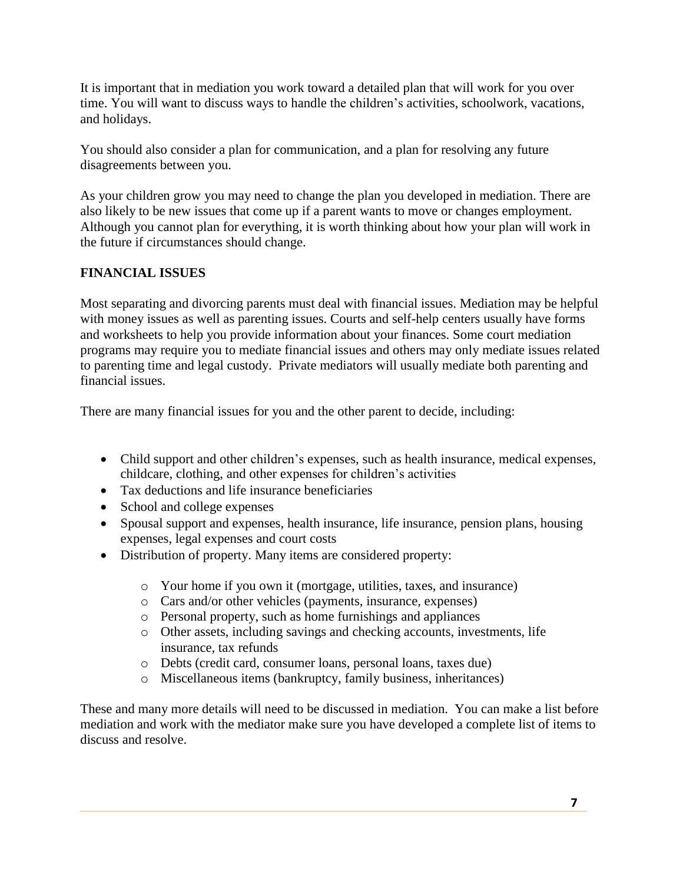It is important that in mediation you work toward a detailed plan that will work for you over time. You will want to discuss ways to handle the children's activities, schoolwork, vacations, and holidays.

You should also consider a plan for communication, and a plan for resolving any future disagreements between you.

As your children grow you may need to change the plan you developed in mediation. There are also likely to be new issues that come up if a parent wants to move or changes employment. Although you cannot plan for everything, it is worth thinking about how your plan will work in the future if circumstances should change.

## FINANCIAL ISSUES

Most separating and divorcing parents must deal with financial issues. Mediation may be helpful with money issues as well as parenting issues. Courts and self-help centers usually have forms and worksheets to help you provide information about your finances. Some court mediation programs may require you to mediate financial issues and others may only mediate issues related to parenting time and legal custody. Private mediators will usually mediate both parenting and financial issues.

There are many financial issues for you and the other parent to decide, including:

- Child support and other children's expenses, such as health insurance, medical expenses, childcare, clothing, and other expenses for children's activities
- Tax deductions and life insurance beneficiaries
- School and college expenses
- Spousal support and expenses, health insurance, life insurance, pension plans, housing expenses, legal expenses and court costs
- Distribution of property. Many items are considered property:
  - Your home if you own it (mortgage, utilities, taxes, and insurance)
  - Cars and/or other vehicles (payments, insurance, expenses)
  - Personal property, such as home furnishings and appliances
  - Other assets, including savings and checking accounts, investments, life insurance, tax refunds
  - Debts (credit card, consumer loans, personal loans, taxes due)
  - Miscellaneous items (bankruptcy, family business, inheritances)

These and many more details will need to be discussed in mediation. You can make a list before mediation and work with the mediator make sure you have developed a complete list of items to discuss and resolve.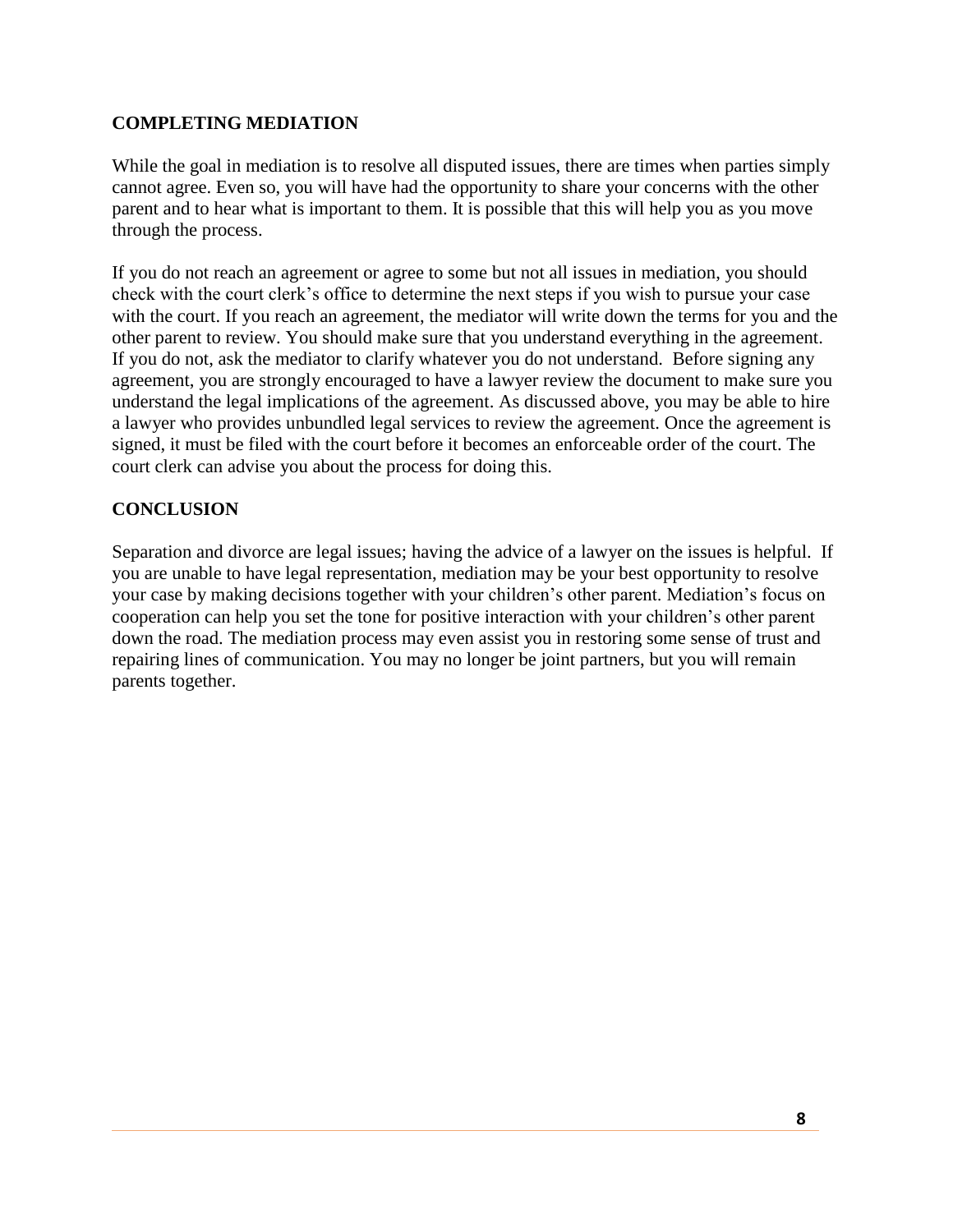## COMPLETING MEDIATION

While the goal in mediation is to resolve all disputed issues, there are times when parties simply cannot agree. Even so, you will have had the opportunity to share your concerns with the other parent and to hear what is important to them. It is possible that this will help you as you move through the process.

If you do not reach an agreement or agree to some but not all issues in mediation, you should check with the court clerk's office to determine the next steps if you wish to pursue your case with the court. If you reach an agreement, the mediator will write down the terms for you and the other parent to review. You should make sure that you understand everything in the agreement. If you do not, ask the mediator to clarify whatever you do not understand. Before signing any agreement, you are strongly encouraged to have a lawyer review the document to make sure you understand the legal implications of the agreement. As discussed above, you may be able to hire a lawyer who provides unbundled legal services to review the agreement. Once the agreement is signed, it must be filed with the court before it becomes an enforceable order of the court. The court clerk can advise you about the process for doing this.

## CONCLUSION

Separation and divorce are legal issues; having the advice of a lawyer on the issues is helpful. If you are unable to have legal representation, mediation may be your best opportunity to resolve your case by making decisions together with your children's other parent. Mediation's focus on cooperation can help you set the tone for positive interaction with your children's other parent down the road. The mediation process may even assist you in restoring some sense of trust and repairing lines of communication. You may no longer be joint partners, but you will remain parents together.